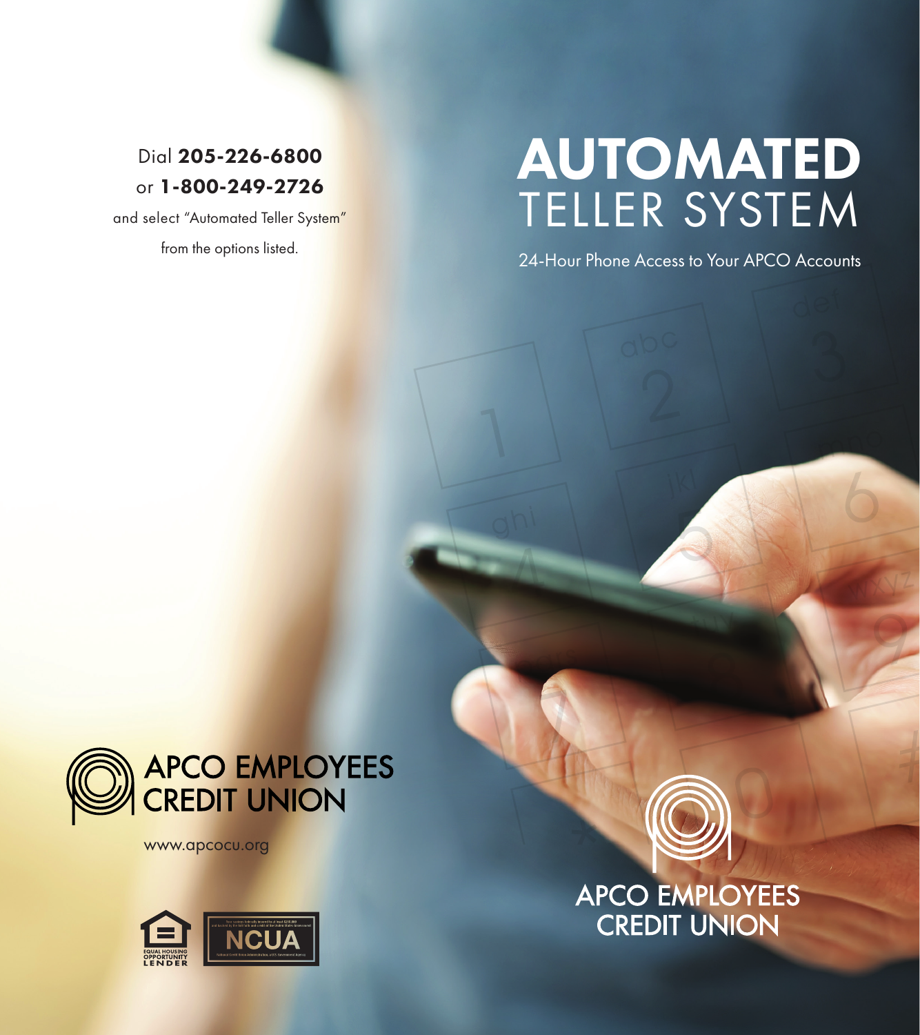# AUTOMATED TELLER SYSTEM

24-Hour Phone Access to Your APCO Accounts

Dial **205-226-6800**
or **1-800-249-2726**
and select "Automated Teller System"
from the options listed.

APCO EMPLOYEES CREDIT UNION

www.apcocu.org

EQUAL HOUSING OPPORTUNITY LENDER

NCUA

APCO EMPLOYEES CREDIT UNION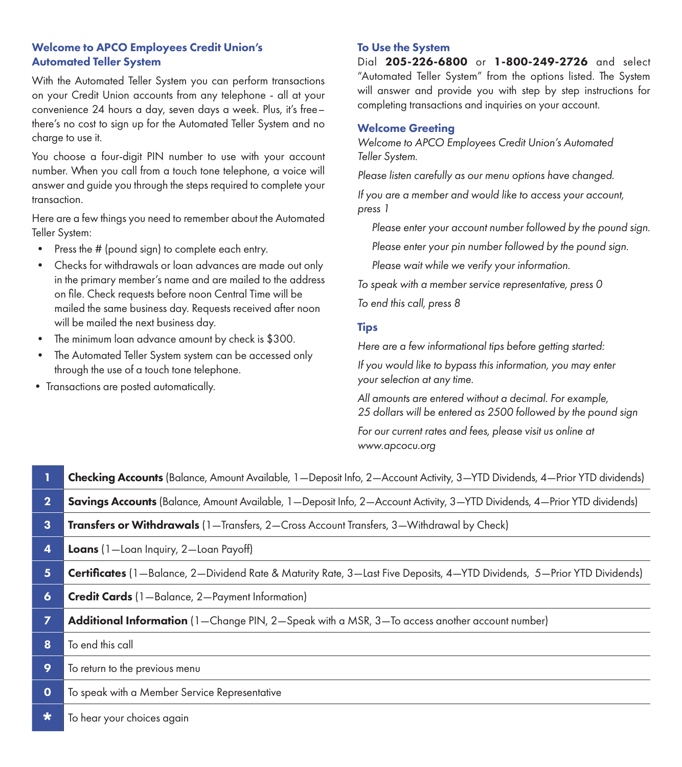## Welcome to APCO Employees Credit Union's Automated Teller System

With the Automated Teller System you can perform transactions on your Credit Union accounts from any telephone - all at your convenience 24 hours a day, seven days a week. Plus, it's free–there's no cost to sign up for the Automated Teller System and no charge to use it.

You choose a four-digit PIN number to use with your account number. When you call from a touch tone telephone, a voice will answer and guide you through the steps required to complete your transaction.

Here are a few things you need to remember about the Automated Teller System:

- Press the # (pound sign) to complete each entry.
- Checks for withdrawals or loan advances are made out only in the primary member's name and are mailed to the address on file. Check requests before noon Central Time will be mailed the same business day. Requests received after noon will be mailed the next business day.
- The minimum loan advance amount by check is $300.
- The Automated Teller System system can be accessed only through the use of a touch tone telephone.
- Transactions are posted automatically.

## To Use the System

Dial **205-226-6800** or **1-800-249-2726** and select "Automated Teller System" from the options listed. The System will answer and provide you with step by step instructions for completing transactions and inquiries on your account.

## Welcome Greeting

*Welcome to APCO Employees Credit Union's Automated Teller System.*

*Please listen carefully as our menu options have changed.*

*If you are a member and would like to access your account, press 1*

> *Please enter your account number followed by the pound sign.*
>
> *Please enter your pin number followed by the pound sign.*
>
> *Please wait while we verify your information.*

*To speak with a member service representative, press 0*

*To end this call, press 8*

## Tips

*Here are a few informational tips before getting started:*

*If you would like to bypass this information, you may enter your selection at any time.*

*All amounts are entered without a decimal. For example, 25 dollars will be entered as 2500 followed by the pound sign*

*For our current rates and fees, please visit us online at www.apcocu.org*

| Key | Option |
|---|---|
| 1 | **Checking Accounts** (Balance, Amount Available, 1—Deposit Info, 2—Account Activity, 3—YTD Dividends, 4—Prior YTD dividends) |
| 2 | **Savings Accounts** (Balance, Amount Available, 1—Deposit Info, 2—Account Activity, 3—YTD Dividends, 4—Prior YTD dividends) |
| 3 | **Transfers or Withdrawals** (1—Transfers, 2—Cross Account Transfers, 3—Withdrawal by Check) |
| 4 | **Loans** (1—Loan Inquiry, 2—Loan Payoff) |
| 5 | **Certificates** (1—Balance, 2—Dividend Rate & Maturity Rate, 3—Last Five Deposits, 4—YTD Dividends, 5—Prior YTD Dividends) |
| 6 | **Credit Cards** (1—Balance, 2—Payment Information) |
| 7 | **Additional Information** (1—Change PIN, 2—Speak with a MSR, 3—To access another account number) |
| 8 | To end this call |
| 9 | To return to the previous menu |
| 0 | To speak with a Member Service Representative |
| * | To hear your choices again |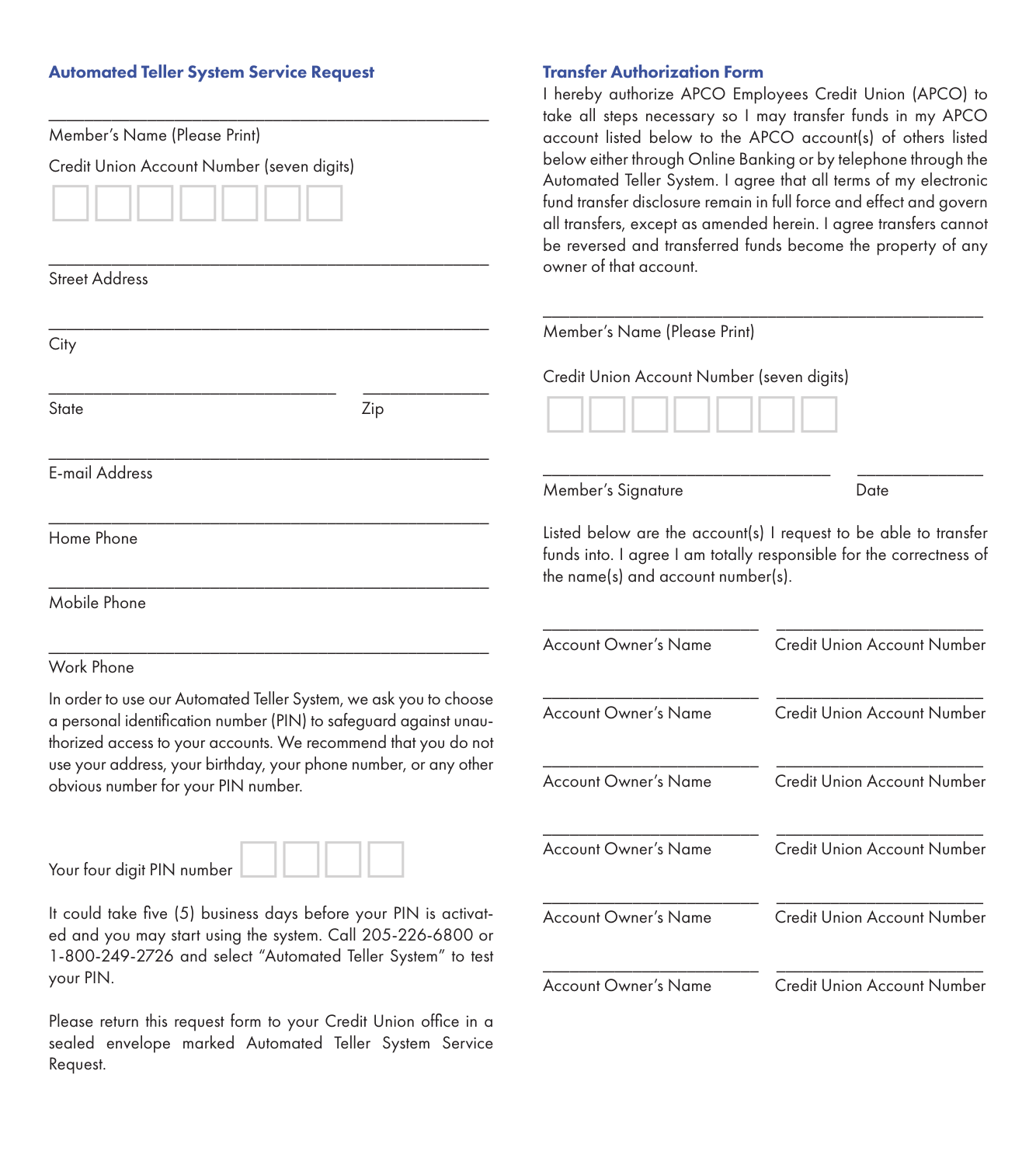## Automated Teller System Service Request

\_\_\_\_\_\_\_\_\_\_\_\_\_\_\_\_\_\_\_\_\_\_\_\_\_\_\_\_\_\_\_\_\_\_\_\_\_\_\_\_\_\_\_\_

Member's Name (Please Print)

Credit Union Account Number (seven digits)

☐☐☐☐☐☐☐

\_\_\_\_\_\_\_\_\_\_\_\_\_\_\_\_\_\_\_\_\_\_\_\_\_\_\_\_\_\_\_\_\_\_\_\_\_\_\_\_\_\_\_\_

Street Address

\_\_\_\_\_\_\_\_\_\_\_\_\_\_\_\_\_\_\_\_\_\_\_\_\_\_\_\_\_\_\_\_\_\_\_\_\_\_\_\_\_\_\_\_

City

\_\_\_\_\_\_\_\_\_\_\_\_\_\_\_\_\_\_\_\_\_\_\_\_\_\_\_\_ \_\_\_\_\_\_\_\_\_\_\_\_

State Zip

\_\_\_\_\_\_\_\_\_\_\_\_\_\_\_\_\_\_\_\_\_\_\_\_\_\_\_\_\_\_\_\_\_\_\_\_\_\_\_\_\_\_\_\_

E-mail Address

\_\_\_\_\_\_\_\_\_\_\_\_\_\_\_\_\_\_\_\_\_\_\_\_\_\_\_\_\_\_\_\_\_\_\_\_\_\_\_\_\_\_\_\_

Home Phone

\_\_\_\_\_\_\_\_\_\_\_\_\_\_\_\_\_\_\_\_\_\_\_\_\_\_\_\_\_\_\_\_\_\_\_\_\_\_\_\_\_\_\_\_

Mobile Phone

\_\_\_\_\_\_\_\_\_\_\_\_\_\_\_\_\_\_\_\_\_\_\_\_\_\_\_\_\_\_\_\_\_\_\_\_\_\_\_\_\_\_\_\_

Work Phone

In order to use our Automated Teller System, we ask you to choose a personal identification number (PIN) to safeguard against unauthorized access to your accounts. We recommend that you do not use your address, your birthday, your phone number, or any other obvious number for your PIN number.

Your four digit PIN number ☐☐☐☐

It could take five (5) business days before your PIN is activated and you may start using the system. Call 205-226-6800 or 1-800-249-2726 and select "Automated Teller System" to test your PIN.

Please return this request form to your Credit Union office in a sealed envelope marked Automated Teller System Service Request.

## Transfer Authorization Form

I hereby authorize APCO Employees Credit Union (APCO) to take all steps necessary so I may transfer funds in my APCO account listed below to the APCO account(s) of others listed below either through Online Banking or by telephone through the Automated Teller System. I agree that all terms of my electronic fund transfer disclosure remain in full force and effect and govern all transfers, except as amended herein. I agree transfers cannot be reversed and transferred funds become the property of any owner of that account.

\_\_\_\_\_\_\_\_\_\_\_\_\_\_\_\_\_\_\_\_\_\_\_\_\_\_\_\_\_\_\_\_\_\_\_\_\_\_\_\_\_\_\_\_

Member's Name (Please Print)

Credit Union Account Number (seven digits)

☐☐☐☐☐☐☐

\_\_\_\_\_\_\_\_\_\_\_\_\_\_\_\_\_\_\_\_\_\_\_\_\_\_\_\_ \_\_\_\_\_\_\_\_\_\_\_\_

Member's Signature Date

Listed below are the account(s) I request to be able to transfer funds into. I agree I am totally responsible for the correctness of the name(s) and account number(s).

| Account Owner's Name | Credit Union Account Number |
|---|---|
| | |
| | |
| | |
| | |
| | |
| | |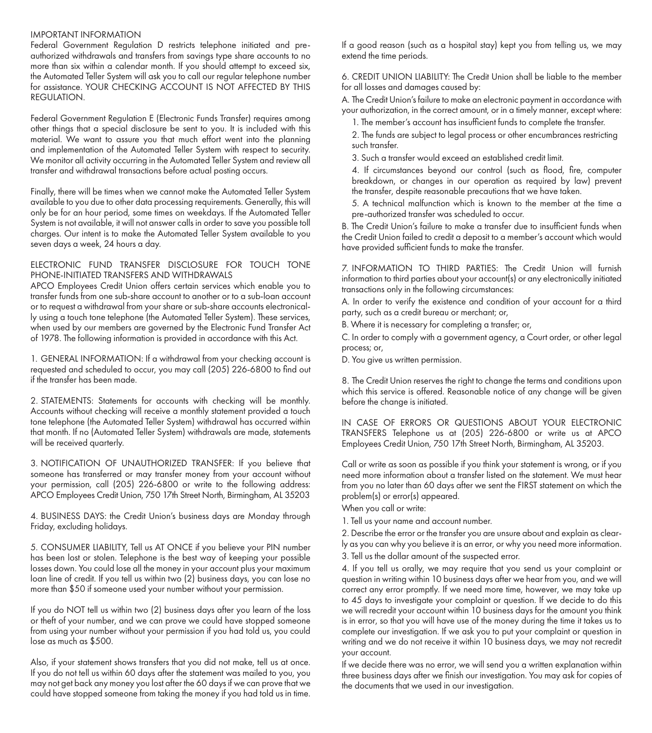IMPORTANT INFORMATION

Federal Government Regulation D restricts telephone initiated and pre-authorized withdrawals and transfers from savings type share accounts to no more than six within a calendar month. If you should attempt to exceed six, the Automated Teller System will ask you to call our regular telephone number for assistance. YOUR CHECKING ACCOUNT IS NOT AFFECTED BY THIS REGULATION.

Federal Government Regulation E (Electronic Funds Transfer) requires among other things that a special disclosure be sent to you. It is included with this material. We want to assure you that much effort went into the planning and implementation of the Automated Teller System with respect to security. We monitor all activity occurring in the Automated Teller System and review all transfer and withdrawal transactions before actual posting occurs.

Finally, there will be times when we cannot make the Automated Teller System available to you due to other data processing requirements. Generally, this will only be for an hour period, some times on weekdays. If the Automated Teller System is not available, it will not answer calls in order to save you possible toll charges. Our intent is to make the Automated Teller System available to you seven days a week, 24 hours a day.

ELECTRONIC FUND TRANSFER DISCLOSURE FOR TOUCH TONE PHONE-INITIATED TRANSFERS AND WITHDRAWALS

APCO Employees Credit Union offers certain services which enable you to transfer funds from one sub-share account to another or to a sub-loan account or to request a withdrawal from your share or sub-share accounts electronically using a touch tone telephone (the Automated Teller System). These services, when used by our members are governed by the Electronic Fund Transfer Act of 1978. The following information is provided in accordance with this Act.

1. GENERAL INFORMATION: If a withdrawal from your checking account is requested and scheduled to occur, you may call (205) 226-6800 to find out if the transfer has been made.

2. STATEMENTS: Statements for accounts with checking will be monthly. Accounts without checking will receive a monthly statement provided a touch tone telephone (the Automated Teller System) withdrawal has occurred within that month. If no (Automated Teller System) withdrawals are made, statements will be received quarterly.

3. NOTIFICATION OF UNAUTHORIZED TRANSFER: If you believe that someone has transferred or may transfer money from your account without your permission, call (205) 226-6800 or write to the following address: APCO Employees Credit Union, 750 17th Street North, Birmingham, AL 35203

4. BUSINESS DAYS: the Credit Union's business days are Monday through Friday, excluding holidays.

5. CONSUMER LIABILITY, Tell us AT ONCE if you believe your PIN number has been lost or stolen. Telephone is the best way of keeping your possible losses down. You could lose all the money in your account plus your maximum loan line of credit. If you tell us within two (2) business days, you can lose no more than $50 if someone used your number without your permission.

If you do NOT tell us within two (2) business days after you learn of the loss or theft of your number, and we can prove we could have stopped someone from using your number without your permission if you had told us, you could lose as much as $500.

Also, if your statement shows transfers that you did not make, tell us at once. If you do not tell us within 60 days after the statement was mailed to you, you may not get back any money you lost after the 60 days if we can prove that we could have stopped someone from taking the money if you had told us in time.

If a good reason (such as a hospital stay) kept you from telling us, we may extend the time periods.

6. CREDIT UNION LIABILITY: The Credit Union shall be liable to the member for all losses and damages caused by:

A. The Credit Union's failure to make an electronic payment in accordance with your authorization, in the correct amount, or in a timely manner, except where:

1. The member's account has insufficient funds to complete the transfer.
2. The funds are subject to legal process or other encumbrances restricting such transfer.
3. Such a transfer would exceed an established credit limit.
4. If circumstances beyond our control (such as flood, fire, computer breakdown, or changes in our operation as required by law) prevent the transfer, despite reasonable precautions that we have taken.
5. A technical malfunction which is known to the member at the time a pre-authorized transfer was scheduled to occur.

B. The Credit Union's failure to make a transfer due to insufficient funds when the Credit Union failed to credit a deposit to a member's account which would have provided sufficient funds to make the transfer.

7. INFORMATION TO THIRD PARTIES: The Credit Union will furnish information to third parties about your account(s) or any electronically initiated transactions only in the following circumstances:

A. In order to verify the existence and condition of your account for a third party, such as a credit bureau or merchant; or,

B. Where it is necessary for completing a transfer; or,

C. In order to comply with a government agency, a Court order, or other legal process; or,

D. You give us written permission.

8. The Credit Union reserves the right to change the terms and conditions upon which this service is offered. Reasonable notice of any change will be given before the change is initiated.

IN CASE OF ERRORS OR QUESTIONS ABOUT YOUR ELECTRONIC TRANSFERS Telephone us at (205) 226-6800 or write us at APCO Employees Credit Union, 750 17th Street North, Birmingham, AL 35203.

Call or write as soon as possible if you think your statement is wrong, or if you need more information about a transfer listed on the statement. We must hear from you no later than 60 days after we sent the FIRST statement on which the problem(s) or error(s) appeared.

When you call or write:

1. Tell us your name and account number.
2. Describe the error or the transfer you are unsure about and explain as clearly as you can why you believe it is an error, or why you need more information.
3. Tell us the dollar amount of the suspected error.
4. If you tell us orally, we may require that you send us your complaint or question in writing within 10 business days after we hear from you, and we will correct any error promptly. If we need more time, however, we may take up to 45 days to investigate your complaint or question. If we decide to do this we will recredit your account within 10 business days for the amount you think is in error, so that you will have use of the money during the time it takes us to complete our investigation. If we ask you to put your complaint or question in writing and we do not receive it within 10 business days, we may not recredit your account.

If we decide there was no error, we will send you a written explanation within three business days after we finish our investigation. You may ask for copies of the documents that we used in our investigation.